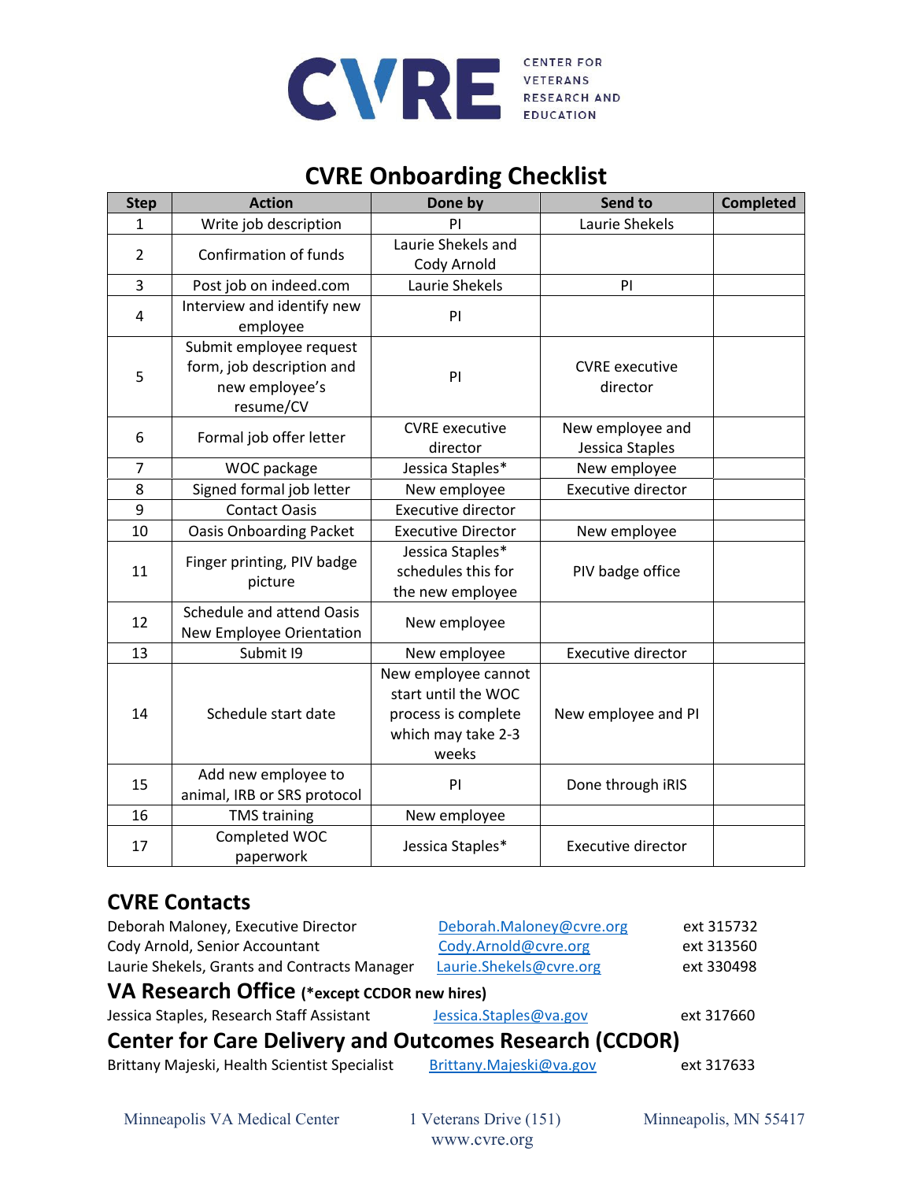CENTER FOR VETERANS RESEARCH AND EDUCATION

# CVRE Onboarding Checklist

| Step | Action | Done by | Send to | Completed |
| --- | --- | --- | --- | --- |
| 1 | Write job description | PI | Laurie Shekels | |
| 2 | Confirmation of funds | Laurie Shekels and Cody Arnold | | |
| 3 | Post job on indeed.com | Laurie Shekels | PI | |
| 4 | Interview and identify new employee | PI | | |
| 5 | Submit employee request form, job description and new employee's resume/CV | PI | CVRE executive director | |
| 6 | Formal job offer letter | CVRE executive director | New employee and Jessica Staples | |
| 7 | WOC package | Jessica Staples* | New employee | |
| 8 | Signed formal job letter | New employee | Executive director | |
| 9 | Contact Oasis | Executive director | | |
| 10 | Oasis Onboarding Packet | Executive Director | New employee | |
| 11 | Finger printing, PIV badge picture | Jessica Staples* schedules this for the new employee | PIV badge office | |
| 12 | Schedule and attend Oasis New Employee Orientation | New employee | | |
| 13 | Submit I9 | New employee | Executive director | |
| 14 | Schedule start date | New employee cannot start until the WOC process is complete which may take 2-3 weeks | New employee and PI | |
| 15 | Add new employee to animal, IRB or SRS protocol | PI | Done through iRIS | |
| 16 | TMS training | New employee | | |
| 17 | Completed WOC paperwork | Jessica Staples* | Executive director | |

## CVRE Contacts

Deborah Maloney, Executive Director — Deborah.Maloney@cvre.org — ext 315732
Cody Arnold, Senior Accountant — Cody.Arnold@cvre.org — ext 313560
Laurie Shekels, Grants and Contracts Manager — Laurie.Shekels@cvre.org — ext 330498

## VA Research Office (*except CCDOR new hires)

Jessica Staples, Research Staff Assistant — Jessica.Staples@va.gov — ext 317660

## Center for Care Delivery and Outcomes Research (CCDOR)

Brittany Majeski, Health Scientist Specialist — Brittany.Majeski@va.gov — ext 317633

Minneapolis VA Medical Center — 1 Veterans Drive (151) — Minneapolis, MN 55417
www.cvre.org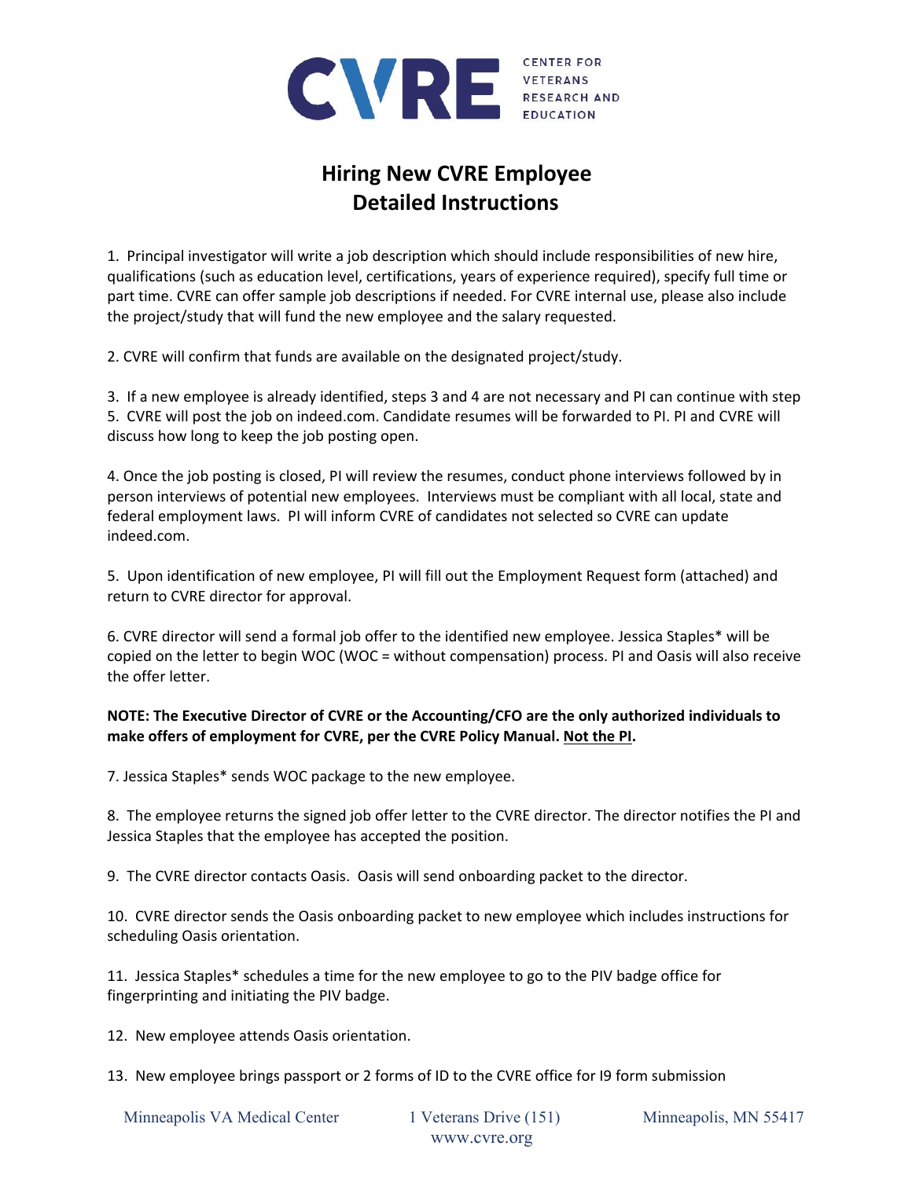CENTER FOR VETERANS RESEARCH AND EDUCATION

# Hiring New CVRE Employee
# Detailed Instructions

1. Principal investigator will write a job description which should include responsibilities of new hire, qualifications (such as education level, certifications, years of experience required), specify full time or part time. CVRE can offer sample job descriptions if needed. For CVRE internal use, please also include the project/study that will fund the new employee and the salary requested.

2. CVRE will confirm that funds are available on the designated project/study.

3. If a new employee is already identified, steps 3 and 4 are not necessary and PI can continue with step 5. CVRE will post the job on indeed.com. Candidate resumes will be forwarded to PI. PI and CVRE will discuss how long to keep the job posting open.

4. Once the job posting is closed, PI will review the resumes, conduct phone interviews followed by in person interviews of potential new employees. Interviews must be compliant with all local, state and federal employment laws. PI will inform CVRE of candidates not selected so CVRE can update indeed.com.

5. Upon identification of new employee, PI will fill out the Employment Request form (attached) and return to CVRE director for approval.

6. CVRE director will send a formal job offer to the identified new employee. Jessica Staples* will be copied on the letter to begin WOC (WOC = without compensation) process. PI and Oasis will also receive the offer letter.

**NOTE: The Executive Director of CVRE or the Accounting/CFO are the only authorized individuals to make offers of employment for CVRE, per the CVRE Policy Manual. <u>Not the PI</u>.**

7. Jessica Staples* sends WOC package to the new employee.

8. The employee returns the signed job offer letter to the CVRE director. The director notifies the PI and Jessica Staples that the employee has accepted the position.

9. The CVRE director contacts Oasis. Oasis will send onboarding packet to the director.

10. CVRE director sends the Oasis onboarding packet to new employee which includes instructions for scheduling Oasis orientation.

11. Jessica Staples* schedules a time for the new employee to go to the PIV badge office for fingerprinting and initiating the PIV badge.

12. New employee attends Oasis orientation.

13. New employee brings passport or 2 forms of ID to the CVRE office for I9 form submission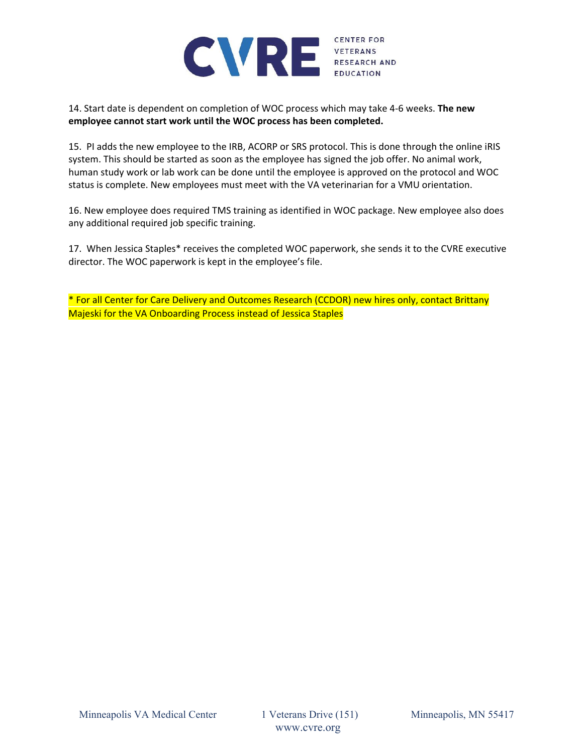14. Start date is dependent on completion of WOC process which may take 4-6 weeks. **The new employee cannot start work until the WOC process has been completed.**

15. PI adds the new employee to the IRB, ACORP or SRS protocol. This is done through the online iRIS system. This should be started as soon as the employee has signed the job offer. No animal work, human study work or lab work can be done until the employee is approved on the protocol and WOC status is complete. New employees must meet with the VA veterinarian for a VMU orientation.

16. New employee does required TMS training as identified in WOC package. New employee also does any additional required job specific training.

17. When Jessica Staples* receives the completed WOC paperwork, she sends it to the CVRE executive director. The WOC paperwork is kept in the employee's file.

* For all Center for Care Delivery and Outcomes Research (CCDOR) new hires only, contact Brittany Majeski for the VA Onboarding Process instead of Jessica Staples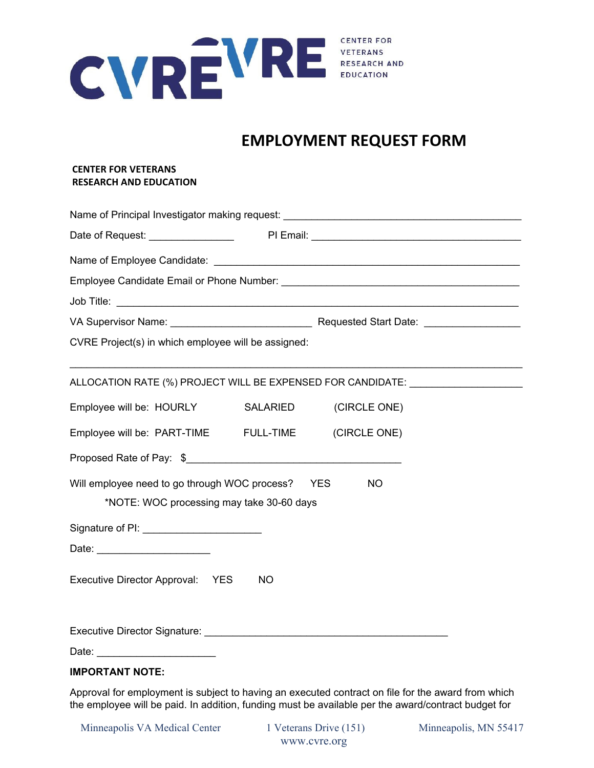CENTER FOR VETERANS RESEARCH AND EDUCATION

# EMPLOYMENT REQUEST FORM

**CENTER FOR VETERANS RESEARCH AND EDUCATION**

Name of Principal Investigator making request: ______________________________________

Date of Request: ______________ PI Email: ___________________________________

Name of Employee Candidate: ______________________________________________

Employee Candidate Email or Phone Number: ______________________________________

Job Title: ________________________________________________________________

VA Supervisor Name: _______________________ Requested Start Date: _______________

CVRE Project(s) in which employee will be assigned:

_____________________________________________________________________________

ALLOCATION RATE (%) PROJECT WILL BE EXPENSED FOR CANDIDATE: __________________

Employee will be: HOURLY SALARIED (CIRCLE ONE)

Employee will be: PART-TIME FULL-TIME (CIRCLE ONE)

Proposed Rate of Pay: $____________________________________

Will employee need to go through WOC process? YES NO

*NOTE: WOC processing may take 30-60 days

Signature of PI: ____________________

Date: ____________________

Executive Director Approval: YES NO

Executive Director Signature: ________________________________________

Date: ____________________

**IMPORTANT NOTE:**

Approval for employment is subject to having an executed contract on file for the award from which the employee will be paid. In addition, funding must be available per the award/contract budget for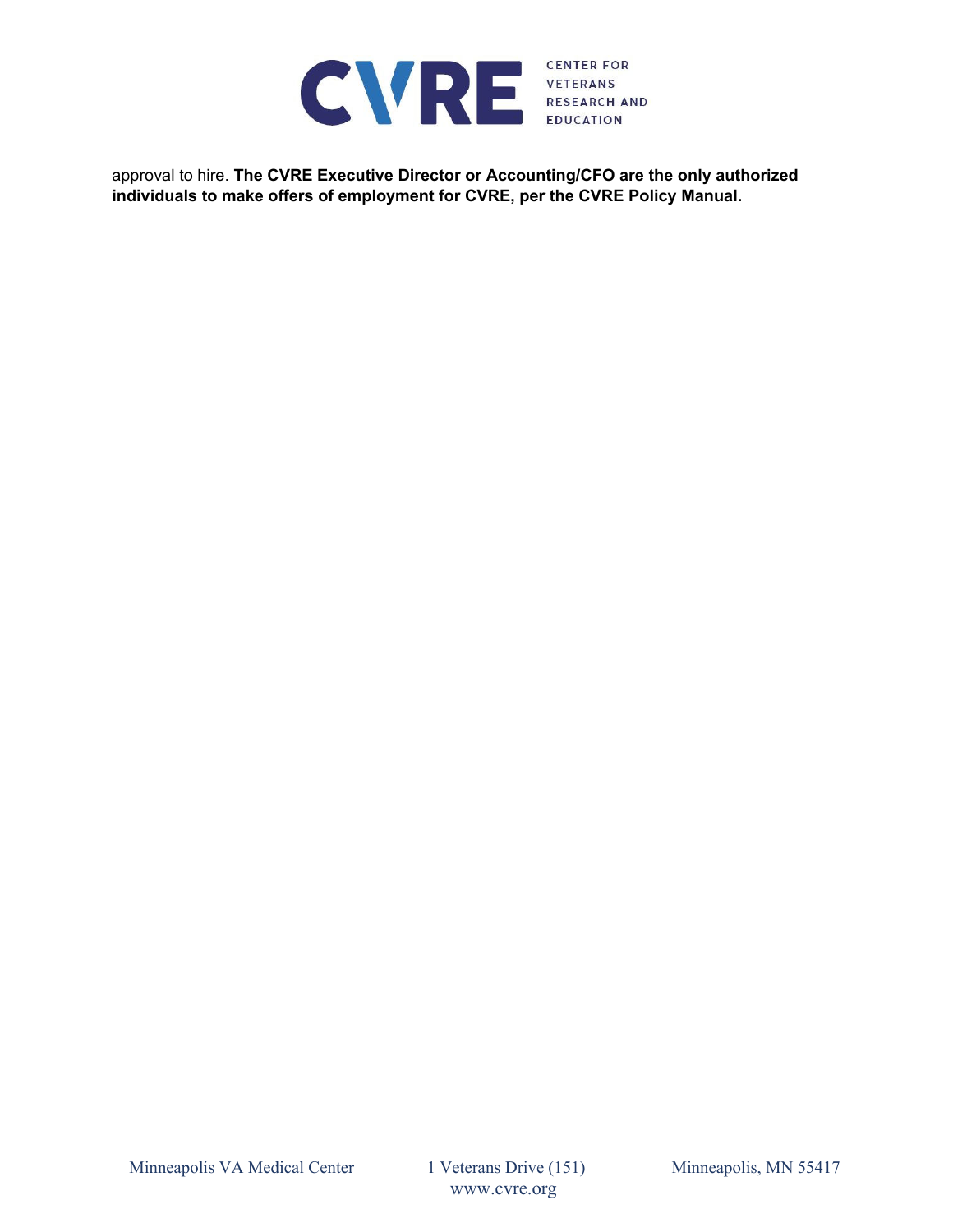approval to hire. **The CVRE Executive Director or Accounting/CFO are the only authorized individuals to make offers of employment for CVRE, per the CVRE Policy Manual.**